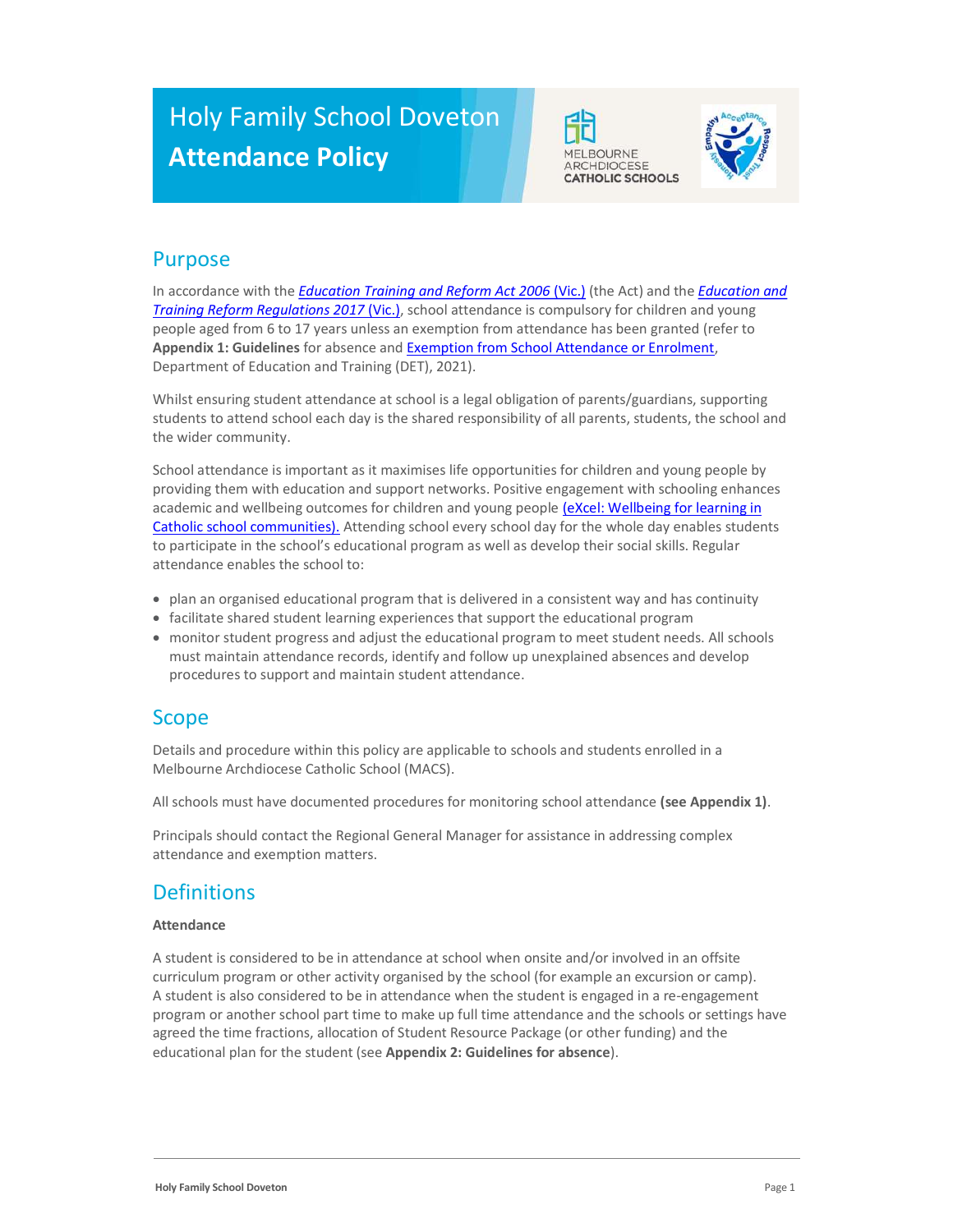# Holy Family School Doveton

# Attendance Policy

MELBOURNE ARCHDIOCESE CATHOLIC SCHOOLS

## Purpose

In accordance with the *Education Training and Reform Act 2006* (Vic.) (the Act) and the *Education and Training Reform Regulations 2017* (Vic.), school attendance is compulsory for children and young people aged from 6 to 17 years unless an exemption from attendance has been granted (refer to **Appendix 1: Guidelines** for absence and Exemption from School Attendance or Enrolment, Department of Education and Training (DET), 2021).

Whilst ensuring student attendance at school is a legal obligation of parents/guardians, supporting students to attend school each day is the shared responsibility of all parents, students, the school and the wider community.

School attendance is important as it maximises life opportunities for children and young people by providing them with education and support networks. Positive engagement with schooling enhances academic and wellbeing outcomes for children and young people (eXcel: Wellbeing for learning in Catholic school communities). Attending school every school day for the whole day enables students to participate in the school's educational program as well as develop their social skills. Regular attendance enables the school to:

- plan an organised educational program that is delivered in a consistent way and has continuity
- facilitate shared student learning experiences that support the educational program
- monitor student progress and adjust the educational program to meet student needs. All schools must maintain attendance records, identify and follow up unexplained absences and develop procedures to support and maintain student attendance.

## Scope

Details and procedure within this policy are applicable to schools and students enrolled in a Melbourne Archdiocese Catholic School (MACS).

All schools must have documented procedures for monitoring school attendance **(see Appendix 1)**.

Principals should contact the Regional General Manager for assistance in addressing complex attendance and exemption matters.

## Definitions

**Attendance**

A student is considered to be in attendance at school when onsite and/or involved in an offsite curriculum program or other activity organised by the school (for example an excursion or camp). A student is also considered to be in attendance when the student is engaged in a re-engagement program or another school part time to make up full time attendance and the schools or settings have agreed the time fractions, allocation of Student Resource Package (or other funding) and the educational plan for the student (see **Appendix 2: Guidelines for absence**).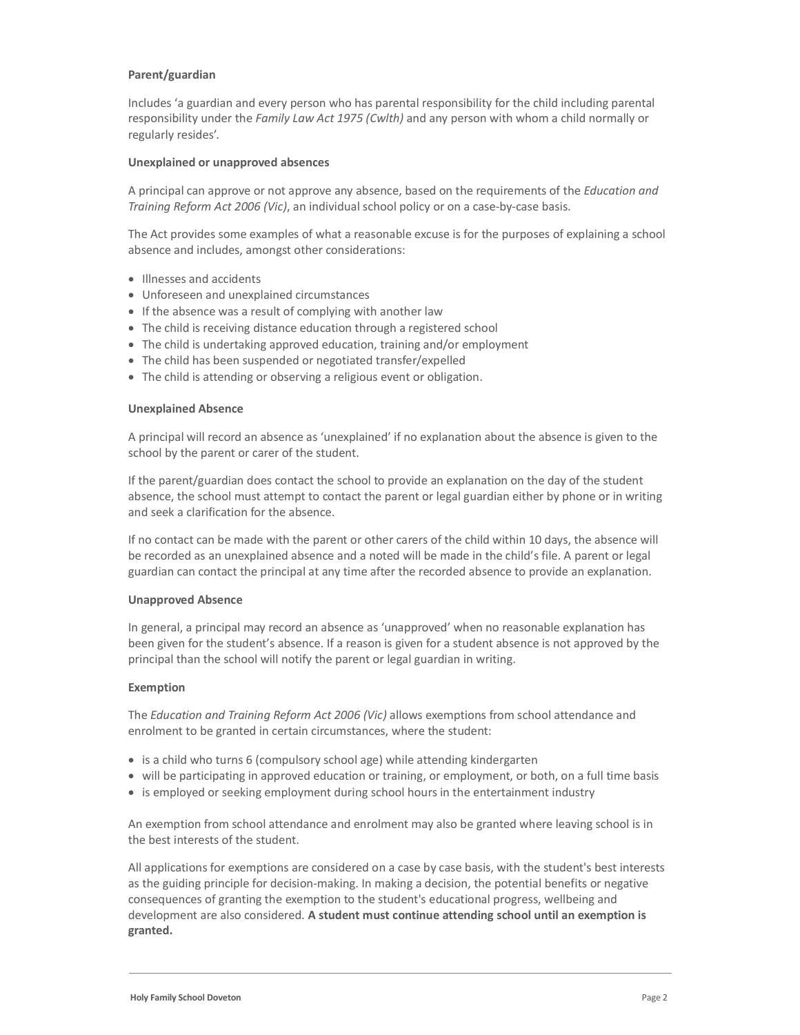**Parent/guardian**

Includes 'a guardian and every person who has parental responsibility for the child including parental responsibility under the *Family Law Act 1975 (Cwlth)* and any person with whom a child normally or regularly resides'.

**Unexplained or unapproved absences**

A principal can approve or not approve any absence, based on the requirements of the *Education and Training Reform Act 2006 (Vic)*, an individual school policy or on a case-by-case basis.

The Act provides some examples of what a reasonable excuse is for the purposes of explaining a school absence and includes, amongst other considerations:

- Illnesses and accidents
- Unforeseen and unexplained circumstances
- If the absence was a result of complying with another law
- The child is receiving distance education through a registered school
- The child is undertaking approved education, training and/or employment
- The child has been suspended or negotiated transfer/expelled
- The child is attending or observing a religious event or obligation.

**Unexplained Absence**

A principal will record an absence as 'unexplained' if no explanation about the absence is given to the school by the parent or carer of the student.

If the parent/guardian does contact the school to provide an explanation on the day of the student absence, the school must attempt to contact the parent or legal guardian either by phone or in writing and seek a clarification for the absence.

If no contact can be made with the parent or other carers of the child within 10 days, the absence will be recorded as an unexplained absence and a noted will be made in the child's file. A parent or legal guardian can contact the principal at any time after the recorded absence to provide an explanation.

**Unapproved Absence**

In general, a principal may record an absence as 'unapproved' when no reasonable explanation has been given for the student's absence. If a reason is given for a student absence is not approved by the principal than the school will notify the parent or legal guardian in writing.

**Exemption**

The *Education and Training Reform Act 2006 (Vic)* allows exemptions from school attendance and enrolment to be granted in certain circumstances, where the student:

- is a child who turns 6 (compulsory school age) while attending kindergarten
- will be participating in approved education or training, or employment, or both, on a full time basis
- is employed or seeking employment during school hours in the entertainment industry

An exemption from school attendance and enrolment may also be granted where leaving school is in the best interests of the student.

All applications for exemptions are considered on a case by case basis, with the student's best interests as the guiding principle for decision-making. In making a decision, the potential benefits or negative consequences of granting the exemption to the student's educational progress, wellbeing and development are also considered. **A student must continue attending school until an exemption is granted.**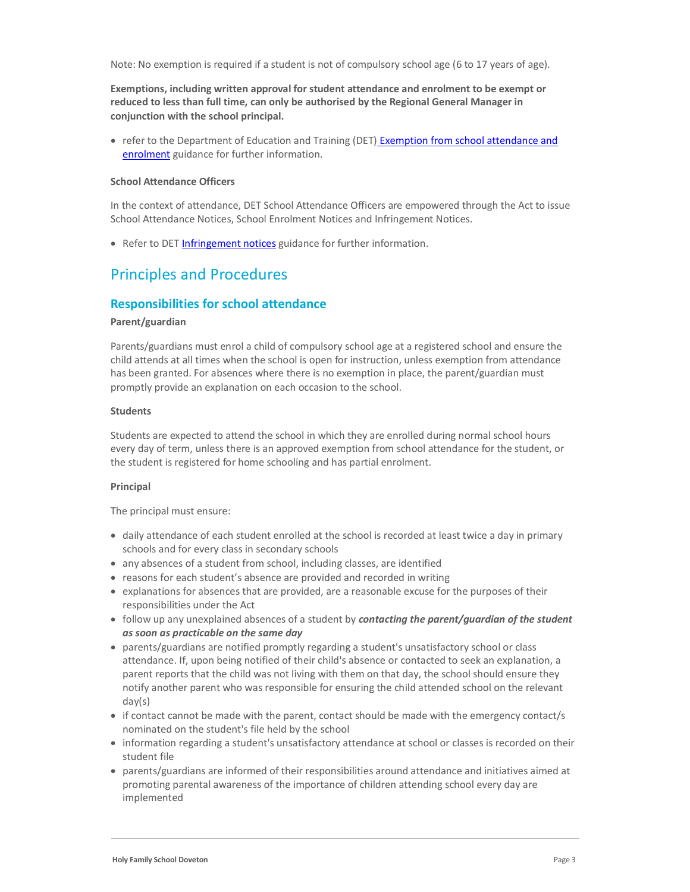Note: No exemption is required if a student is not of compulsory school age (6 to 17 years of age).

**Exemptions, including written approval for student attendance and enrolment to be exempt or reduced to less than full time, can only be authorised by the Regional General Manager in conjunction with the school principal.**

- refer to the Department of Education and Training (DET) [Exemption from school attendance and enrolment] guidance for further information.

**School Attendance Officers**

In the context of attendance, DET School Attendance Officers are empowered through the Act to issue School Attendance Notices, School Enrolment Notices and Infringement Notices.

- Refer to DET [Infringement notices] guidance for further information.

## Principles and Procedures

### Responsibilities for school attendance

**Parent/guardian**

Parents/guardians must enrol a child of compulsory school age at a registered school and ensure the child attends at all times when the school is open for instruction, unless exemption from attendance has been granted. For absences where there is no exemption in place, the parent/guardian must promptly provide an explanation on each occasion to the school.

**Students**

Students are expected to attend the school in which they are enrolled during normal school hours every day of term, unless there is an approved exemption from school attendance for the student, or the student is registered for home schooling and has partial enrolment.

**Principal**

The principal must ensure:

- daily attendance of each student enrolled at the school is recorded at least twice a day in primary schools and for every class in secondary schools
- any absences of a student from school, including classes, are identified
- reasons for each student's absence are provided and recorded in writing
- explanations for absences that are provided, are a reasonable excuse for the purposes of their responsibilities under the Act
- follow up any unexplained absences of a student by ***contacting the parent/guardian of the student as soon as practicable on the same day***
- parents/guardians are notified promptly regarding a student's unsatisfactory school or class attendance. If, upon being notified of their child's absence or contacted to seek an explanation, a parent reports that the child was not living with them on that day, the school should ensure they notify another parent who was responsible for ensuring the child attended school on the relevant day(s)
- if contact cannot be made with the parent, contact should be made with the emergency contact/s nominated on the student's file held by the school
- information regarding a student's unsatisfactory attendance at school or classes is recorded on their student file
- parents/guardians are informed of their responsibilities around attendance and initiatives aimed at promoting parental awareness of the importance of children attending school every day are implemented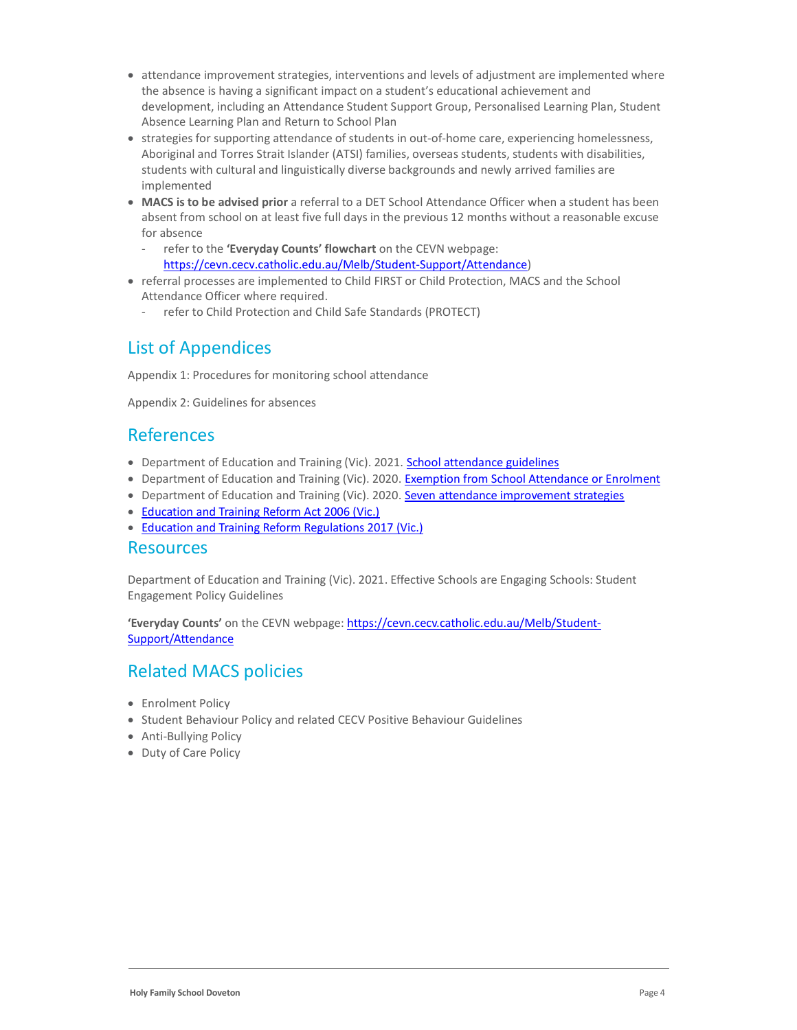- attendance improvement strategies, interventions and levels of adjustment are implemented where the absence is having a significant impact on a student's educational achievement and development, including an Attendance Student Support Group, Personalised Learning Plan, Student Absence Learning Plan and Return to School Plan
- strategies for supporting attendance of students in out-of-home care, experiencing homelessness, Aboriginal and Torres Strait Islander (ATSI) families, overseas students, students with disabilities, students with cultural and linguistically diverse backgrounds and newly arrived families are implemented
- **MACS is to be advised prior** a referral to a DET School Attendance Officer when a student has been absent from school on at least five full days in the previous 12 months without a reasonable excuse for absence
  - refer to the **'Everyday Counts' flowchart** on the CEVN webpage: [https://cevn.cecv.catholic.edu.au/Melb/Student-Support/Attendance](https://cevn.cecv.catholic.edu.au/Melb/Student-Support/Attendance))
- referral processes are implemented to Child FIRST or Child Protection, MACS and the School Attendance Officer where required.
  - refer to Child Protection and Child Safe Standards (PROTECT)

## List of Appendices

Appendix 1: Procedures for monitoring school attendance

Appendix 2: Guidelines for absences

## References

- Department of Education and Training (Vic). 2021. School attendance guidelines
- Department of Education and Training (Vic). 2020. Exemption from School Attendance or Enrolment
- Department of Education and Training (Vic). 2020. Seven attendance improvement strategies
- Education and Training Reform Act 2006 (Vic.)
- Education and Training Reform Regulations 2017 (Vic.)

## Resources

Department of Education and Training (Vic). 2021. Effective Schools are Engaging Schools: Student Engagement Policy Guidelines

**'Everyday Counts'** on the CEVN webpage: [https://cevn.cecv.catholic.edu.au/Melb/Student-Support/Attendance](https://cevn.cecv.catholic.edu.au/Melb/Student-Support/Attendance)

## Related MACS policies

- Enrolment Policy
- Student Behaviour Policy and related CECV Positive Behaviour Guidelines
- Anti-Bullying Policy
- Duty of Care Policy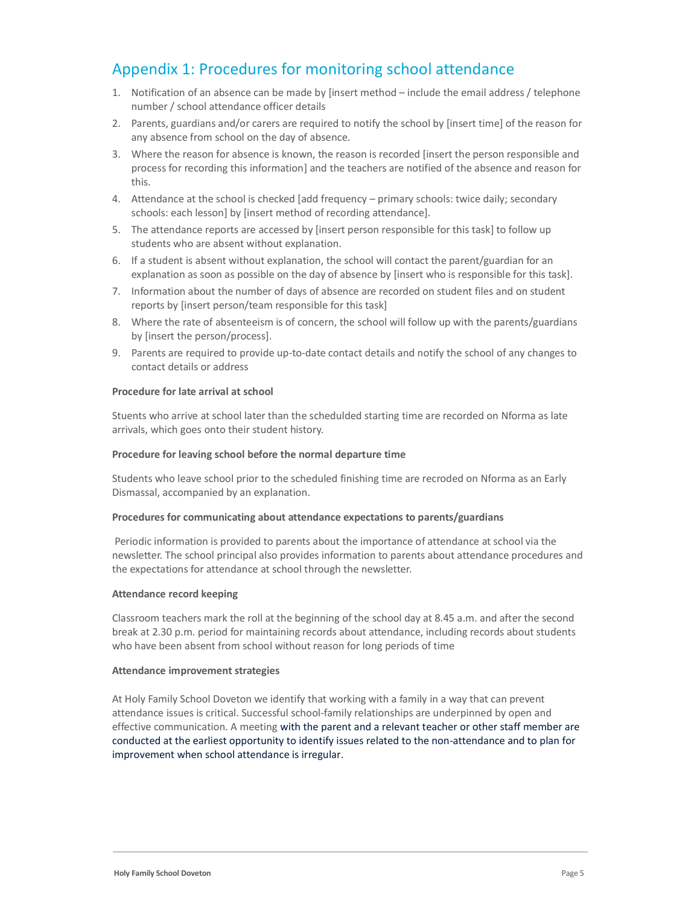## Appendix 1: Procedures for monitoring school attendance

1. Notification of an absence can be made by [insert method – include the email address / telephone number / school attendance officer details
2. Parents, guardians and/or carers are required to notify the school by [insert time] of the reason for any absence from school on the day of absence.
3. Where the reason for absence is known, the reason is recorded [insert the person responsible and process for recording this information] and the teachers are notified of the absence and reason for this.
4. Attendance at the school is checked [add frequency – primary schools: twice daily; secondary schools: each lesson] by [insert method of recording attendance].
5. The attendance reports are accessed by [insert person responsible for this task] to follow up students who are absent without explanation.
6. If a student is absent without explanation, the school will contact the parent/guardian for an explanation as soon as possible on the day of absence by [insert who is responsible for this task].
7. Information about the number of days of absence are recorded on student files and on student reports by [insert person/team responsible for this task]
8. Where the rate of absenteeism is of concern, the school will follow up with the parents/guardians by [insert the person/process].
9. Parents are required to provide up-to-date contact details and notify the school of any changes to contact details or address

**Procedure for late arrival at school**

Stuents who arrive at school later than the schedulded starting time are recorded on Nforma as late arrivals, which goes onto their student history.

**Procedure for leaving school before the normal departure time**

Students who leave school prior to the scheduled finishing time are recroded on Nforma as an Early Dismassal, accompanied by an explanation.

**Procedures for communicating about attendance expectations to parents/guardians**

Periodic information is provided to parents about the importance of attendance at school via the newsletter. The school principal also provides information to parents about attendance procedures and the expectations for attendance at school through the newsletter.

**Attendance record keeping**

Classroom teachers mark the roll at the beginning of the school day at 8.45 a.m. and after the second break at 2.30 p.m. period for maintaining records about attendance, including records about students who have been absent from school without reason for long periods of time

**Attendance improvement strategies**

At Holy Family School Doveton we identify that working with a family in a way that can prevent attendance issues is critical. Successful school-family relationships are underpinned by open and effective communication. A meeting with the parent and a relevant teacher or other staff member are conducted at the earliest opportunity to identify issues related to the non-attendance and to plan for improvement when school attendance is irregular.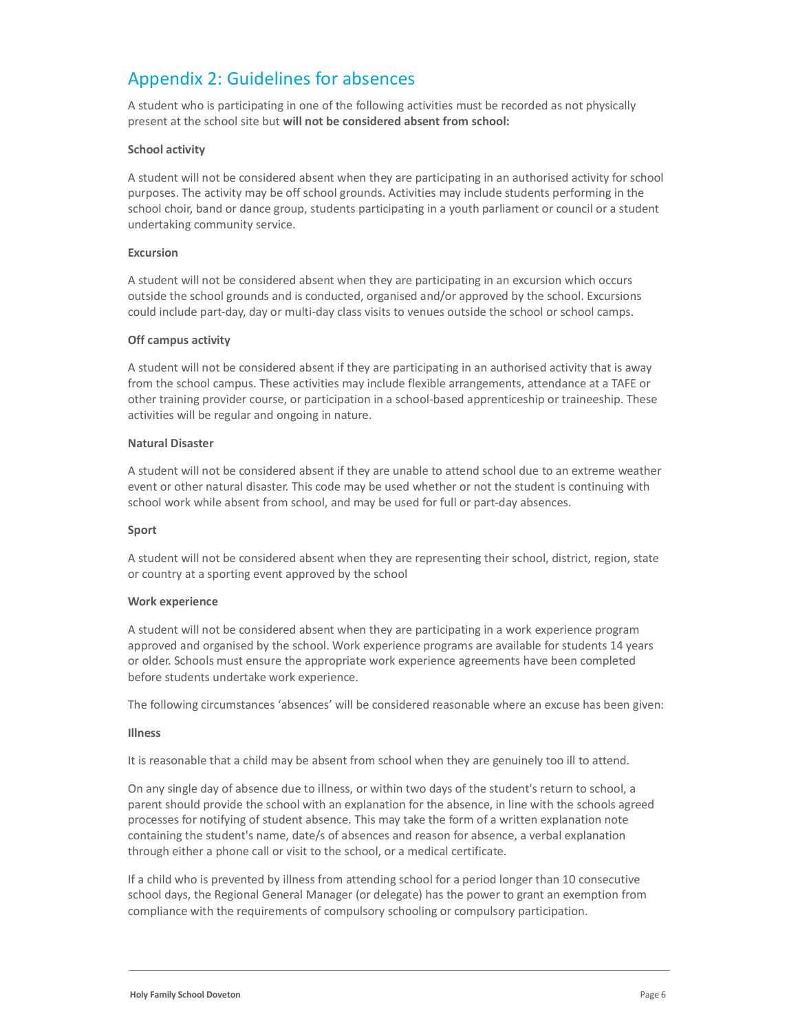## Appendix 2: Guidelines for absences

A student who is participating in one of the following activities must be recorded as not physically present at the school site but **will not be considered absent from school:**

**School activity**

A student will not be considered absent when they are participating in an authorised activity for school purposes. The activity may be off school grounds. Activities may include students performing in the school choir, band or dance group, students participating in a youth parliament or council or a student undertaking community service.

**Excursion**

A student will not be considered absent when they are participating in an excursion which occurs outside the school grounds and is conducted, organised and/or approved by the school. Excursions could include part-day, day or multi-day class visits to venues outside the school or school camps.

**Off campus activity**

A student will not be considered absent if they are participating in an authorised activity that is away from the school campus. These activities may include flexible arrangements, attendance at a TAFE or other training provider course, or participation in a school-based apprenticeship or traineeship. These activities will be regular and ongoing in nature.

**Natural Disaster**

A student will not be considered absent if they are unable to attend school due to an extreme weather event or other natural disaster. This code may be used whether or not the student is continuing with school work while absent from school, and may be used for full or part-day absences.

**Sport**

A student will not be considered absent when they are representing their school, district, region, state or country at a sporting event approved by the school

**Work experience**

A student will not be considered absent when they are participating in a work experience program approved and organised by the school. Work experience programs are available for students 14 years or older. Schools must ensure the appropriate work experience agreements have been completed before students undertake work experience.

The following circumstances 'absences' will be considered reasonable where an excuse has been given:

**Illness**

It is reasonable that a child may be absent from school when they are genuinely too ill to attend.

On any single day of absence due to illness, or within two days of the student's return to school, a parent should provide the school with an explanation for the absence, in line with the schools agreed processes for notifying of student absence. This may take the form of a written explanation note containing the student's name, date/s of absences and reason for absence, a verbal explanation through either a phone call or visit to the school, or a medical certificate.

If a child who is prevented by illness from attending school for a period longer than 10 consecutive school days, the Regional General Manager (or delegate) has the power to grant an exemption from compliance with the requirements of compulsory schooling or compulsory participation.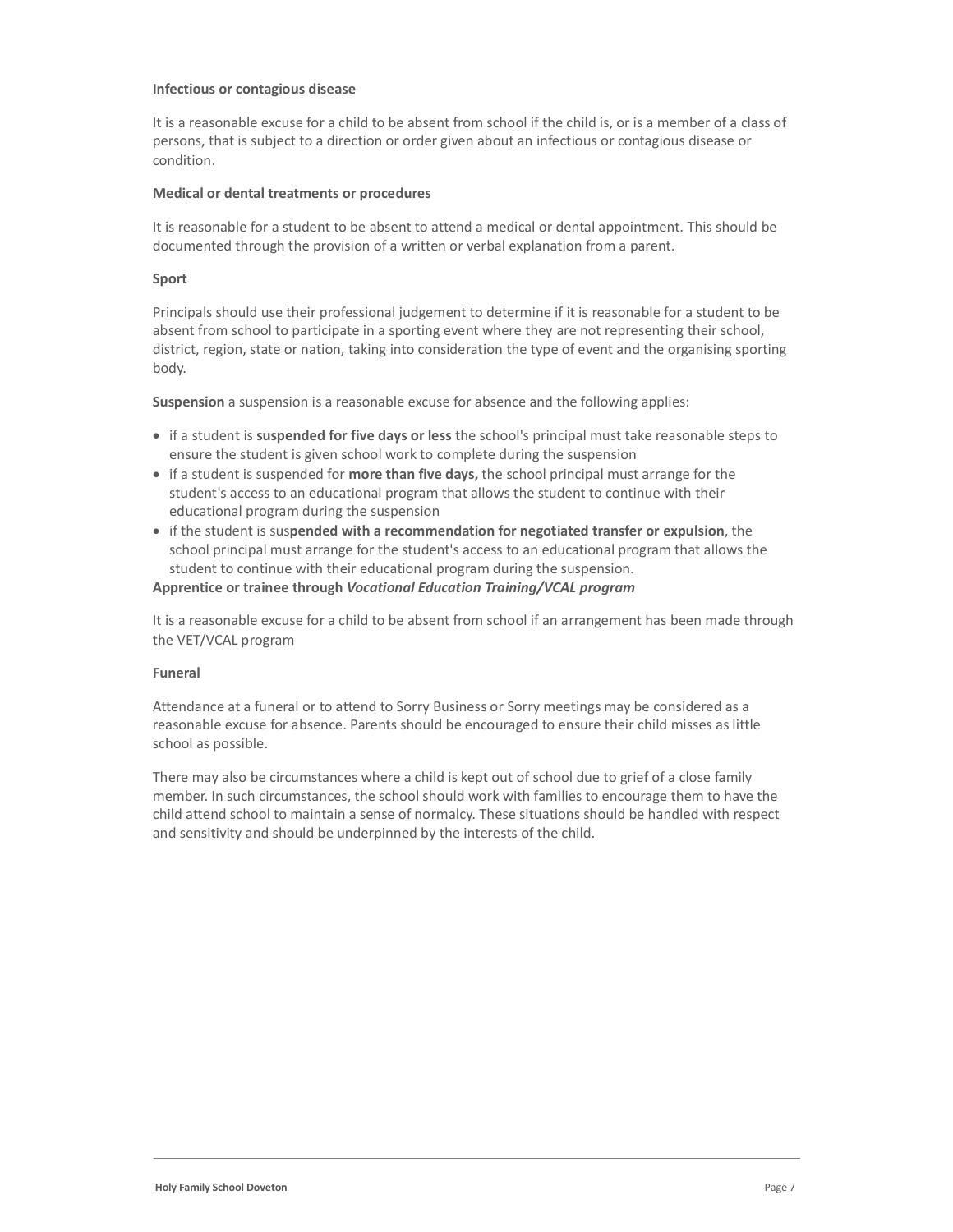**Infectious or contagious disease**

It is a reasonable excuse for a child to be absent from school if the child is, or is a member of a class of persons, that is subject to a direction or order given about an infectious or contagious disease or condition.

**Medical or dental treatments or procedures**

It is reasonable for a student to be absent to attend a medical or dental appointment. This should be documented through the provision of a written or verbal explanation from a parent.

**Sport**

Principals should use their professional judgement to determine if it is reasonable for a student to be absent from school to participate in a sporting event where they are not representing their school, district, region, state or nation, taking into consideration the type of event and the organising sporting body.

**Suspension** a suspension is a reasonable excuse for absence and the following applies:

- if a student is **suspended for five days or less** the school's principal must take reasonable steps to ensure the student is given school work to complete during the suspension
- if a student is suspended for **more than five days,** the school principal must arrange for the student's access to an educational program that allows the student to continue with their educational program during the suspension
- if the student is sus**pended with a recommendation for negotiated transfer or expulsion**, the school principal must arrange for the student's access to an educational program that allows the student to continue with their educational program during the suspension.

**Apprentice or trainee through *Vocational Education Training/VCAL program***

It is a reasonable excuse for a child to be absent from school if an arrangement has been made through the VET/VCAL program

**Funeral**

Attendance at a funeral or to attend to Sorry Business or Sorry meetings may be considered as a reasonable excuse for absence. Parents should be encouraged to ensure their child misses as little school as possible.

There may also be circumstances where a child is kept out of school due to grief of a close family member. In such circumstances, the school should work with families to encourage them to have the child attend school to maintain a sense of normalcy. These situations should be handled with respect and sensitivity and should be underpinned by the interests of the child.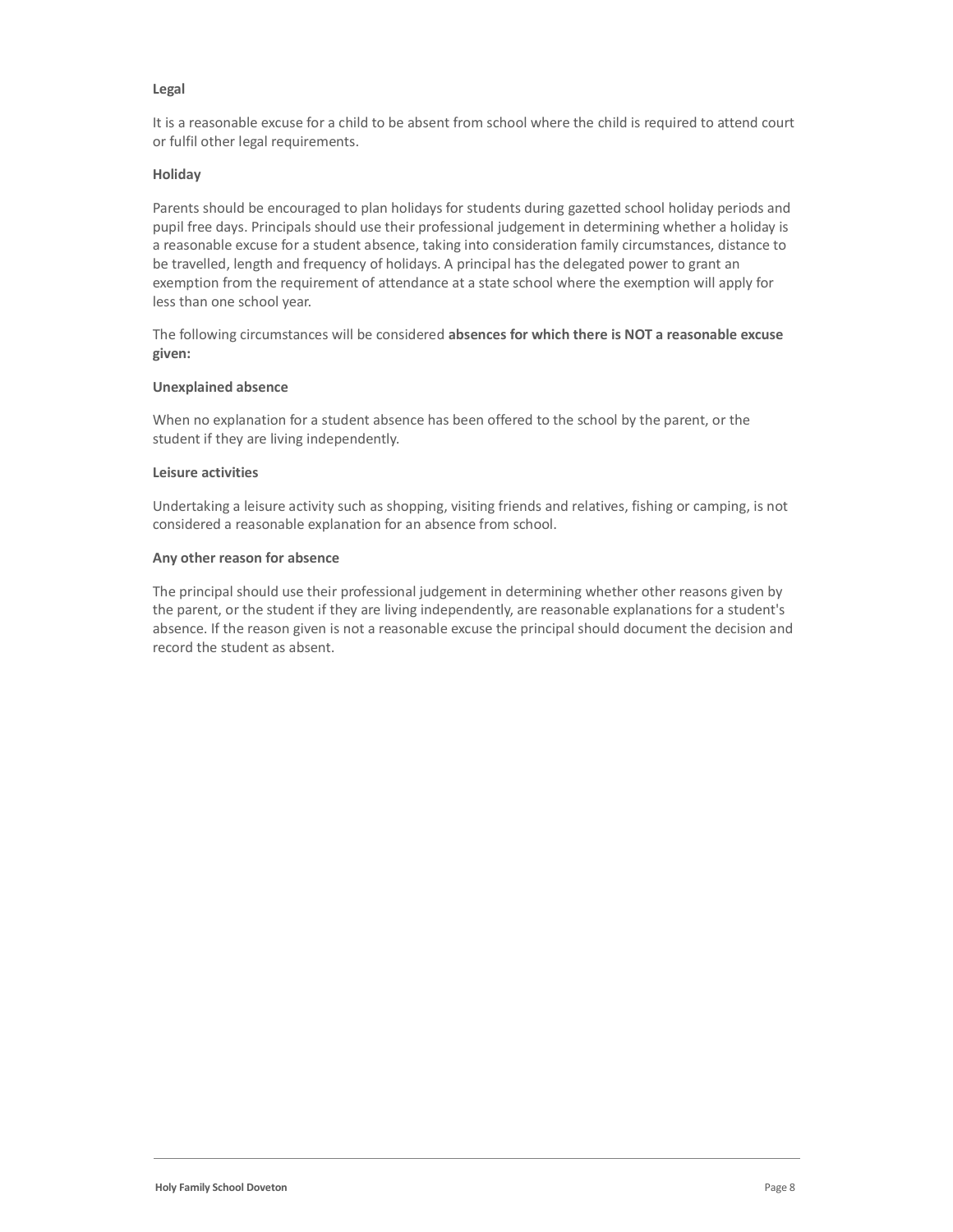**Legal**

It is a reasonable excuse for a child to be absent from school where the child is required to attend court or fulfil other legal requirements.

**Holiday**

Parents should be encouraged to plan holidays for students during gazetted school holiday periods and pupil free days. Principals should use their professional judgement in determining whether a holiday is a reasonable excuse for a student absence, taking into consideration family circumstances, distance to be travelled, length and frequency of holidays. A principal has the delegated power to grant an exemption from the requirement of attendance at a state school where the exemption will apply for less than one school year.

The following circumstances will be considered **absences for which there is NOT a reasonable excuse given:**

**Unexplained absence**

When no explanation for a student absence has been offered to the school by the parent, or the student if they are living independently.

**Leisure activities**

Undertaking a leisure activity such as shopping, visiting friends and relatives, fishing or camping, is not considered a reasonable explanation for an absence from school.

**Any other reason for absence**

The principal should use their professional judgement in determining whether other reasons given by the parent, or the student if they are living independently, are reasonable explanations for a student's absence. If the reason given is not a reasonable excuse the principal should document the decision and record the student as absent.